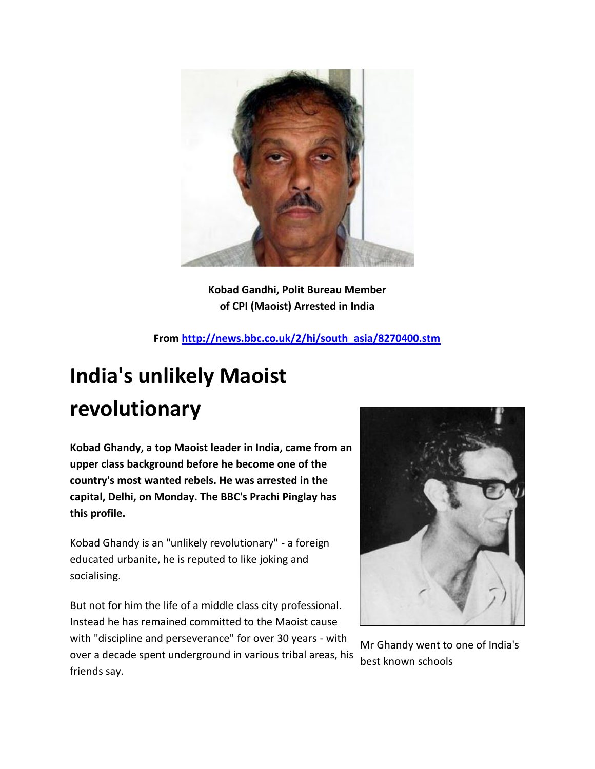**Kobad Gandhi, Polit Bureau Member of CPI (Maoist) Arrested in India**

**From [http://news.bbc.co.uk/2/hi/south_asia/8270400.stm](http://news.bbc.co.uk/2/hi/south_asia/8270400.stm)**

# India's unlikely Maoist revolutionary

**Kobad Ghandy, a top Maoist leader in India, came from an upper class background before he become one of the country's most wanted rebels. He was arrested in the capital, Delhi, on Monday. The BBC's Prachi Pinglay has this profile.**

Kobad Ghandy is an "unlikely revolutionary" - a foreign educated urbanite, he is reputed to like joking and socialising.

But not for him the life of a middle class city professional. Instead he has remained committed to the Maoist cause with "discipline and perseverance" for over 30 years - with over a decade spent underground in various tribal areas, his friends say.

Mr Ghandy went to one of India's best known schools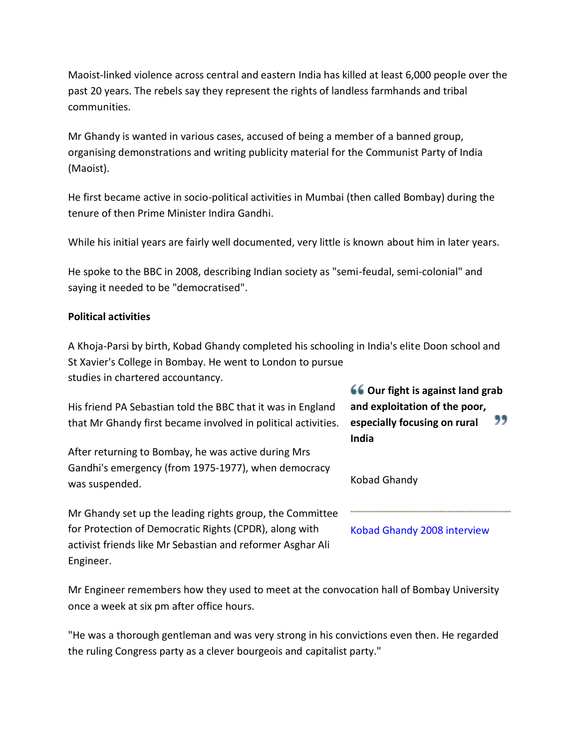Maoist-linked violence across central and eastern India has killed at least 6,000 people over the past 20 years. The rebels say they represent the rights of landless farmhands and tribal communities.

Mr Ghandy is wanted in various cases, accused of being a member of a banned group, organising demonstrations and writing publicity material for the Communist Party of India (Maoist).

He first became active in socio-political activities in Mumbai (then called Bombay) during the tenure of then Prime Minister Indira Gandhi.

While his initial years are fairly well documented, very little is known about him in later years.

He spoke to the BBC in 2008, describing Indian society as "semi-feudal, semi-colonial" and saying it needed to be "democratised".

**Political activities**

A Khoja-Parsi by birth, Kobad Ghandy completed his schooling in India's elite Doon school and St Xavier's College in Bombay. He went to London to pursue studies in chartered accountancy.

His friend PA Sebastian told the BBC that it was in England that Mr Ghandy first became involved in political activities.

After returning to Bombay, he was active during Mrs Gandhi's emergency (from 1975-1977), when democracy was suspended.

Mr Ghandy set up the leading rights group, the Committee for Protection of Democratic Rights (CPDR), along with activist friends like Mr Sebastian and reformer Asghar Ali Engineer.

> **Our fight is against land grab and exploitation of the poor, especially focusing on rural India**
>
> Kobad Ghandy

Kobad Ghandy 2008 interview

Mr Engineer remembers how they used to meet at the convocation hall of Bombay University once a week at six pm after office hours.

"He was a thorough gentleman and was very strong in his convictions even then. He regarded the ruling Congress party as a clever bourgeois and capitalist party."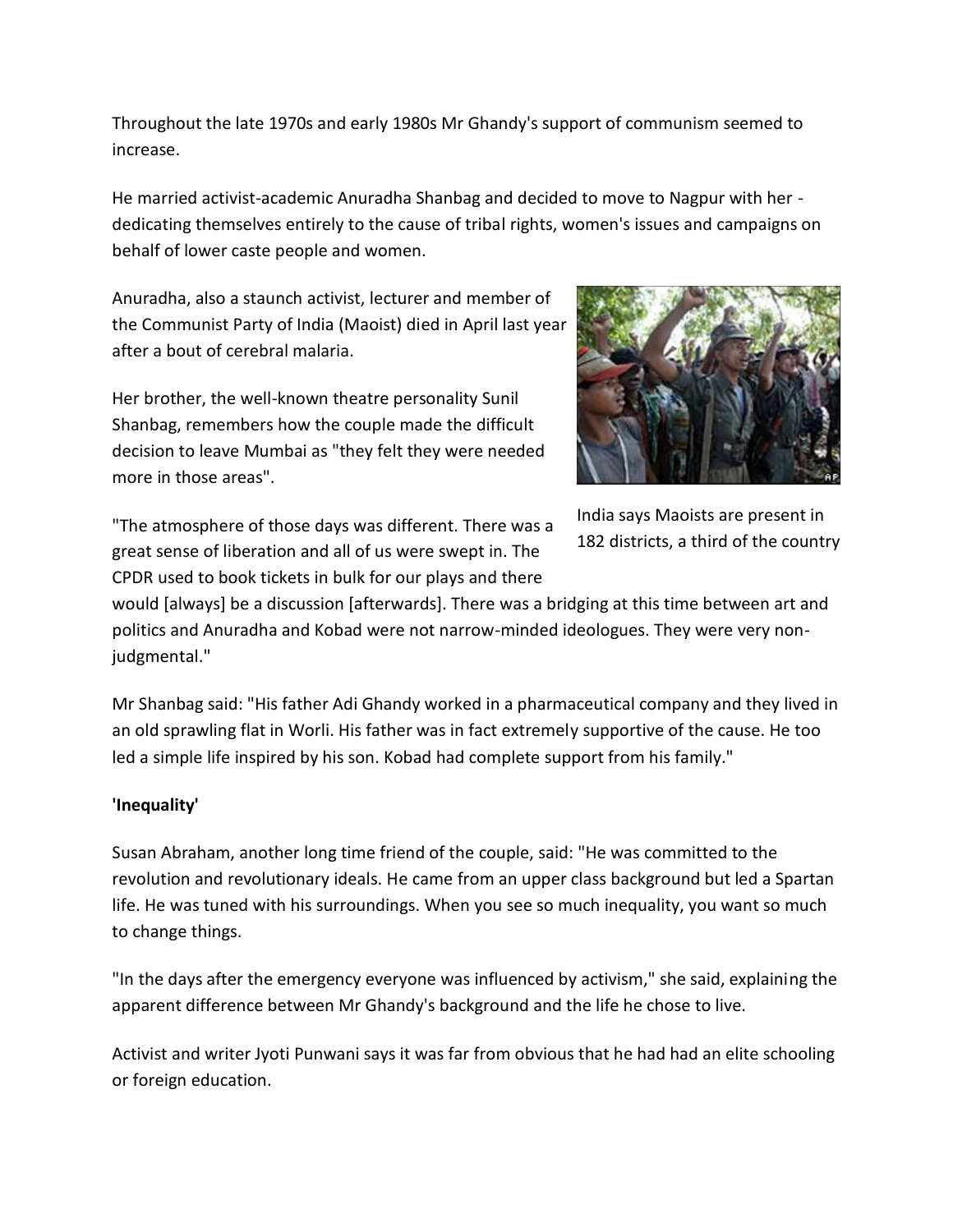Throughout the late 1970s and early 1980s Mr Ghandy's support of communism seemed to increase.

He married activist-academic Anuradha Shanbag and decided to move to Nagpur with her - dedicating themselves entirely to the cause of tribal rights, women's issues and campaigns on behalf of lower caste people and women.

Anuradha, also a staunch activist, lecturer and member of the Communist Party of India (Maoist) died in April last year after a bout of cerebral malaria.

Her brother, the well-known theatre personality Sunil Shanbag, remembers how the couple made the difficult decision to leave Mumbai as "they felt they were needed more in those areas".

India says Maoists are present in 182 districts, a third of the country

"The atmosphere of those days was different. There was a great sense of liberation and all of us were swept in. The CPDR used to book tickets in bulk for our plays and there would [always] be a discussion [afterwards]. There was a bridging at this time between art and politics and Anuradha and Kobad were not narrow-minded ideologues. They were very non-judgmental."

Mr Shanbag said: "His father Adi Ghandy worked in a pharmaceutical company and they lived in an old sprawling flat in Worli. His father was in fact extremely supportive of the cause. He too led a simple life inspired by his son. Kobad had complete support from his family."

**'Inequality'**

Susan Abraham, another long time friend of the couple, said: "He was committed to the revolution and revolutionary ideals. He came from an upper class background but led a Spartan life. He was tuned with his surroundings. When you see so much inequality, you want so much to change things.

"In the days after the emergency everyone was influenced by activism," she said, explaining the apparent difference between Mr Ghandy's background and the life he chose to live.

Activist and writer Jyoti Punwani says it was far from obvious that he had had an elite schooling or foreign education.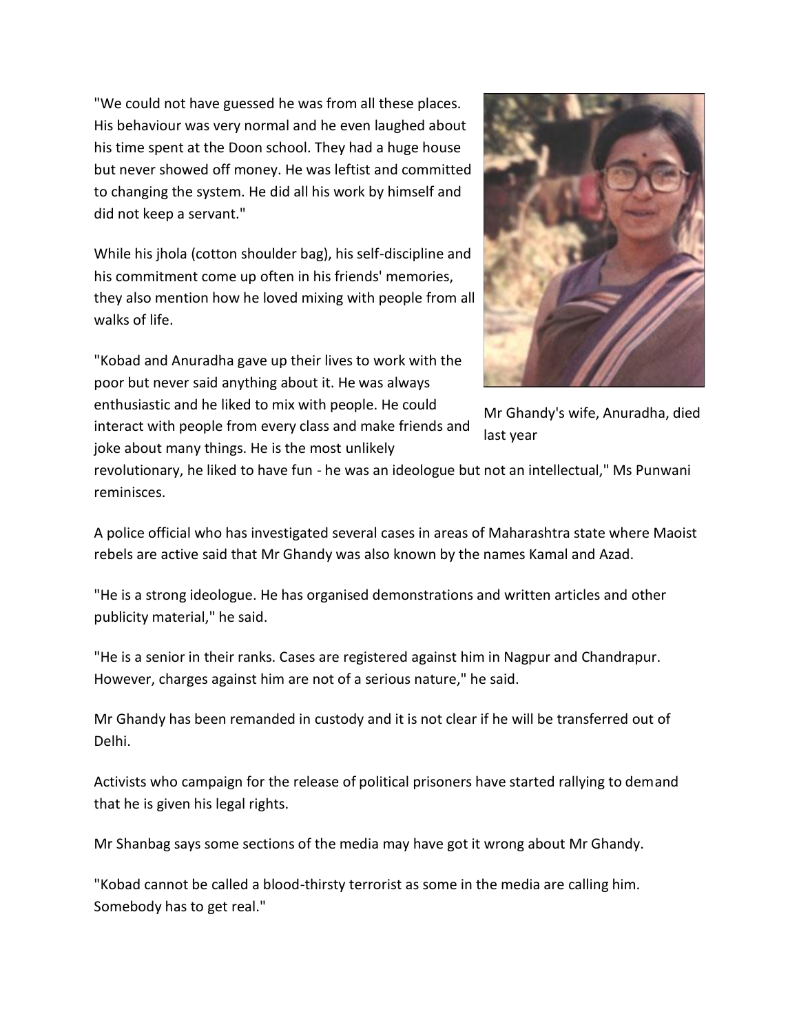"We could not have guessed he was from all these places. His behaviour was very normal and he even laughed about his time spent at the Doon school. They had a huge house but never showed off money. He was leftist and committed to changing the system. He did all his work by himself and did not keep a servant."

While his jhola (cotton shoulder bag), his self-discipline and his commitment come up often in his friends' memories, they also mention how he loved mixing with people from all walks of life.

Mr Ghandy's wife, Anuradha, died last year

"Kobad and Anuradha gave up their lives to work with the poor but never said anything about it. He was always enthusiastic and he liked to mix with people. He could interact with people from every class and make friends and joke about many things. He is the most unlikely revolutionary, he liked to have fun - he was an ideologue but not an intellectual," Ms Punwani reminisces.

A police official who has investigated several cases in areas of Maharashtra state where Maoist rebels are active said that Mr Ghandy was also known by the names Kamal and Azad.

"He is a strong ideologue. He has organised demonstrations and written articles and other publicity material," he said.

"He is a senior in their ranks. Cases are registered against him in Nagpur and Chandrapur. However, charges against him are not of a serious nature," he said.

Mr Ghandy has been remanded in custody and it is not clear if he will be transferred out of Delhi.

Activists who campaign for the release of political prisoners have started rallying to demand that he is given his legal rights.

Mr Shanbag says some sections of the media may have got it wrong about Mr Ghandy.

"Kobad cannot be called a blood-thirsty terrorist as some in the media are calling him. Somebody has to get real."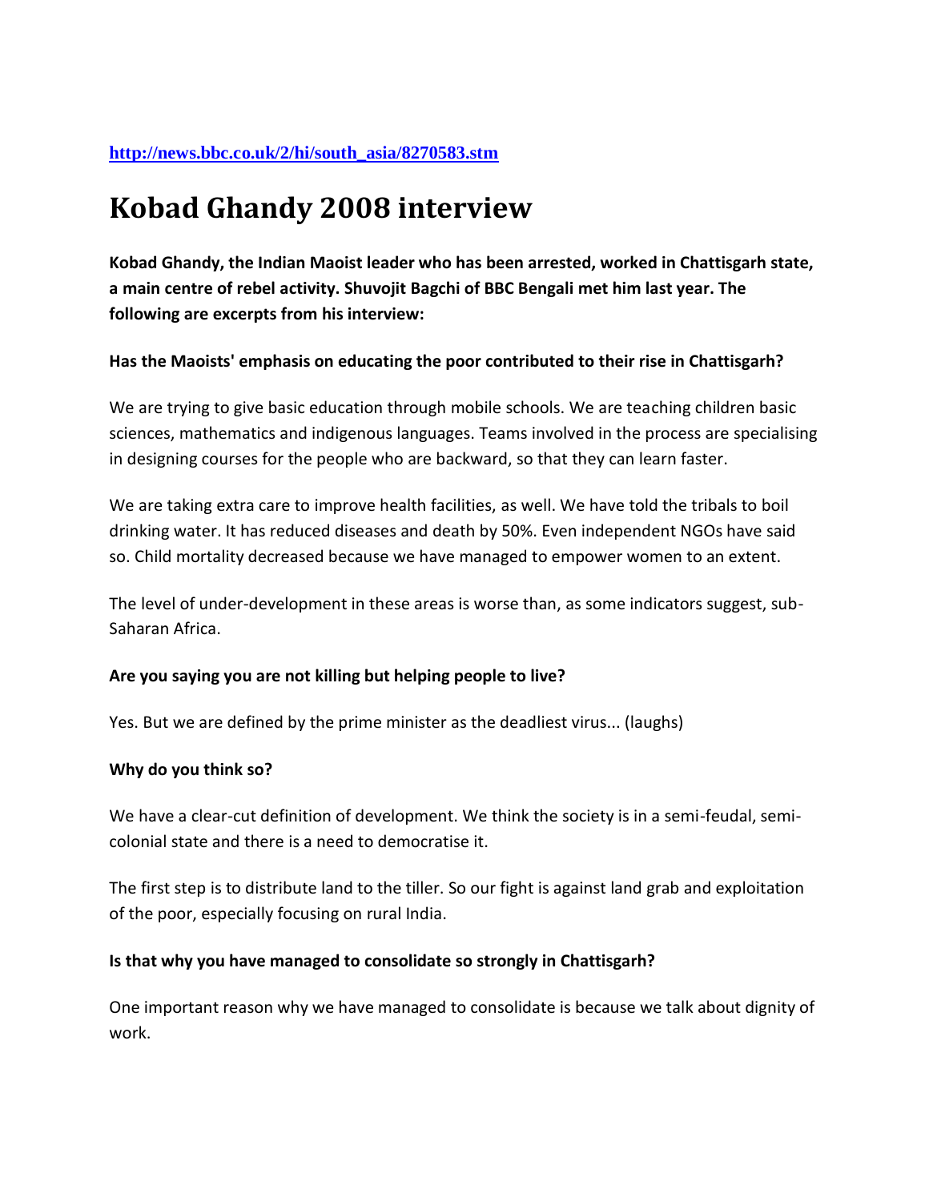http://news.bbc.co.uk/2/hi/south_asia/8270583.stm

# Kobad Ghandy 2008 interview

**Kobad Ghandy, the Indian Maoist leader who has been arrested, worked in Chattisgarh state, a main centre of rebel activity. Shuvojit Bagchi of BBC Bengali met him last year. The following are excerpts from his interview:**

**Has the Maoists' emphasis on educating the poor contributed to their rise in Chattisgarh?**

We are trying to give basic education through mobile schools. We are teaching children basic sciences, mathematics and indigenous languages. Teams involved in the process are specialising in designing courses for the people who are backward, so that they can learn faster.

We are taking extra care to improve health facilities, as well. We have told the tribals to boil drinking water. It has reduced diseases and death by 50%. Even independent NGOs have said so. Child mortality decreased because we have managed to empower women to an extent.

The level of under-development in these areas is worse than, as some indicators suggest, sub-Saharan Africa.

**Are you saying you are not killing but helping people to live?**

Yes. But we are defined by the prime minister as the deadliest virus... (laughs)

**Why do you think so?**

We have a clear-cut definition of development. We think the society is in a semi-feudal, semi-colonial state and there is a need to democratise it.

The first step is to distribute land to the tiller. So our fight is against land grab and exploitation of the poor, especially focusing on rural India.

**Is that why you have managed to consolidate so strongly in Chattisgarh?**

One important reason why we have managed to consolidate is because we talk about dignity of work.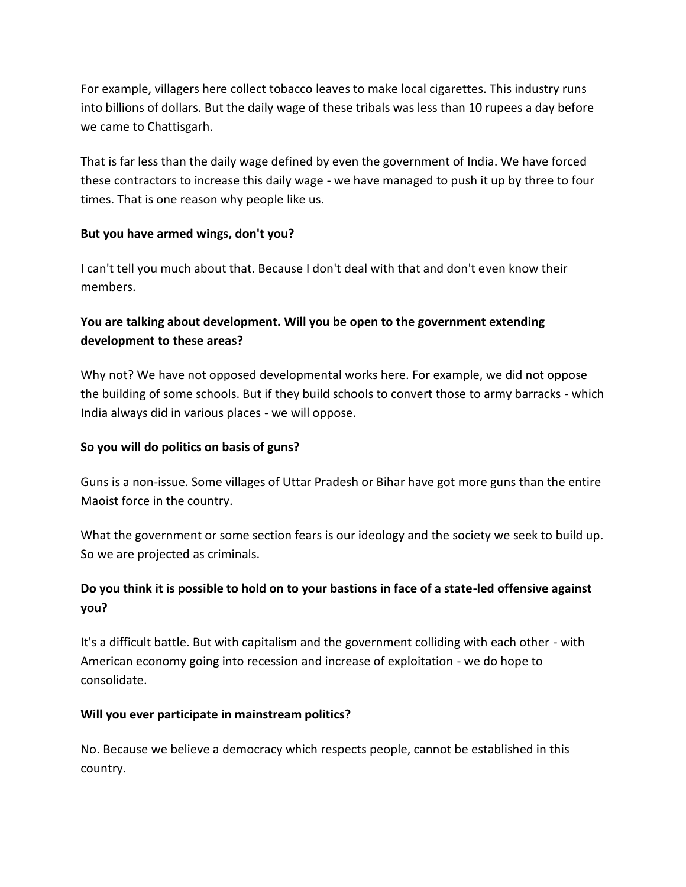For example, villagers here collect tobacco leaves to make local cigarettes. This industry runs into billions of dollars. But the daily wage of these tribals was less than 10 rupees a day before we came to Chattisgarh.

That is far less than the daily wage defined by even the government of India. We have forced these contractors to increase this daily wage - we have managed to push it up by three to four times. That is one reason why people like us.

**But you have armed wings, don't you?**

I can't tell you much about that. Because I don't deal with that and don't even know their members.

**You are talking about development. Will you be open to the government extending development to these areas?**

Why not? We have not opposed developmental works here. For example, we did not oppose the building of some schools. But if they build schools to convert those to army barracks - which India always did in various places - we will oppose.

**So you will do politics on basis of guns?**

Guns is a non-issue. Some villages of Uttar Pradesh or Bihar have got more guns than the entire Maoist force in the country.

What the government or some section fears is our ideology and the society we seek to build up. So we are projected as criminals.

**Do you think it is possible to hold on to your bastions in face of a state-led offensive against you?**

It's a difficult battle. But with capitalism and the government colliding with each other - with American economy going into recession and increase of exploitation - we do hope to consolidate.

**Will you ever participate in mainstream politics?**

No. Because we believe a democracy which respects people, cannot be established in this country.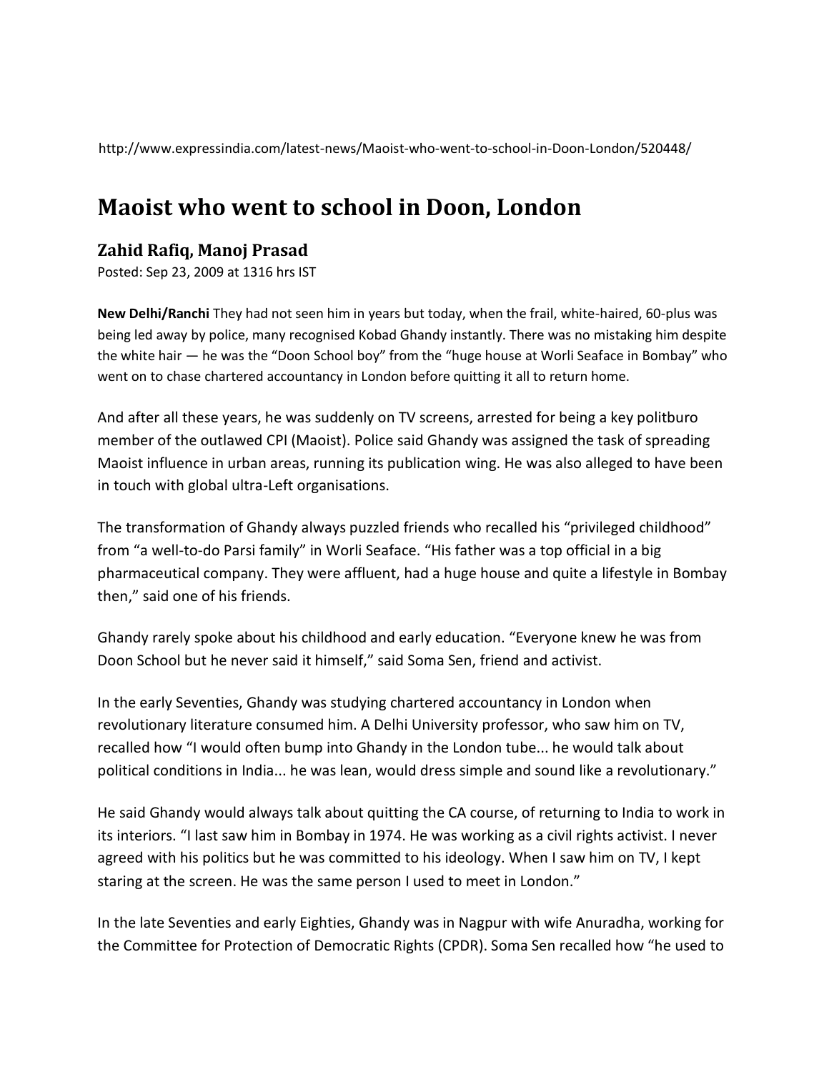http://www.expressindia.com/latest-news/Maoist-who-went-to-school-in-Doon-London/520448/

# Maoist who went to school in Doon, London

## Zahid Rafiq, Manoj Prasad

Posted: Sep 23, 2009 at 1316 hrs IST

**New Delhi/Ranchi** They had not seen him in years but today, when the frail, white-haired, 60-plus was being led away by police, many recognised Kobad Ghandy instantly. There was no mistaking him despite the white hair — he was the "Doon School boy" from the "huge house at Worli Seaface in Bombay" who went on to chase chartered accountancy in London before quitting it all to return home.

And after all these years, he was suddenly on TV screens, arrested for being a key politburo member of the outlawed CPI (Maoist). Police said Ghandy was assigned the task of spreading Maoist influence in urban areas, running its publication wing. He was also alleged to have been in touch with global ultra-Left organisations.

The transformation of Ghandy always puzzled friends who recalled his "privileged childhood" from "a well-to-do Parsi family" in Worli Seaface. "His father was a top official in a big pharmaceutical company. They were affluent, had a huge house and quite a lifestyle in Bombay then," said one of his friends.

Ghandy rarely spoke about his childhood and early education. "Everyone knew he was from Doon School but he never said it himself," said Soma Sen, friend and activist.

In the early Seventies, Ghandy was studying chartered accountancy in London when revolutionary literature consumed him. A Delhi University professor, who saw him on TV, recalled how "I would often bump into Ghandy in the London tube... he would talk about political conditions in India... he was lean, would dress simple and sound like a revolutionary."

He said Ghandy would always talk about quitting the CA course, of returning to India to work in its interiors. "I last saw him in Bombay in 1974. He was working as a civil rights activist. I never agreed with his politics but he was committed to his ideology. When I saw him on TV, I kept staring at the screen. He was the same person I used to meet in London."

In the late Seventies and early Eighties, Ghandy was in Nagpur with wife Anuradha, working for the Committee for Protection of Democratic Rights (CPDR). Soma Sen recalled how "he used to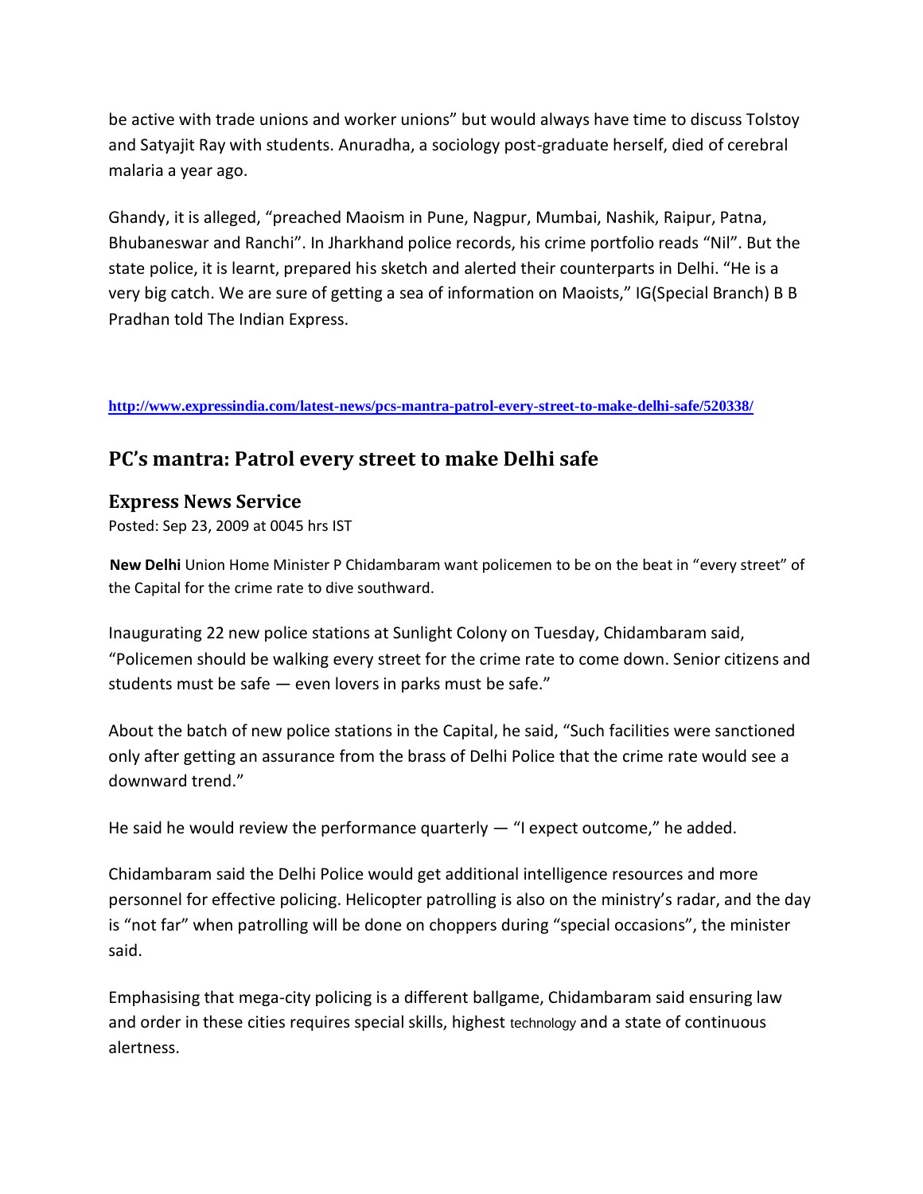be active with trade unions and worker unions" but would always have time to discuss Tolstoy and Satyajit Ray with students. Anuradha, a sociology post-graduate herself, died of cerebral malaria a year ago.

Ghandy, it is alleged, "preached Maoism in Pune, Nagpur, Mumbai, Nashik, Raipur, Patna, Bhubaneswar and Ranchi". In Jharkhand police records, his crime portfolio reads "Nil". But the state police, it is learnt, prepared his sketch and alerted their counterparts in Delhi. "He is a very big catch. We are sure of getting a sea of information on Maoists," IG(Special Branch) B B Pradhan told The Indian Express.

**http://www.expressindia.com/latest-news/pcs-mantra-patrol-every-street-to-make-delhi-safe/520338/**

## PC's mantra: Patrol every street to make Delhi safe

### Express News Service

Posted: Sep 23, 2009 at 0045 hrs IST

**New Delhi** Union Home Minister P Chidambaram want policemen to be on the beat in "every street" of the Capital for the crime rate to dive southward.

Inaugurating 22 new police stations at Sunlight Colony on Tuesday, Chidambaram said, "Policemen should be walking every street for the crime rate to come down. Senior citizens and students must be safe — even lovers in parks must be safe."

About the batch of new police stations in the Capital, he said, "Such facilities were sanctioned only after getting an assurance from the brass of Delhi Police that the crime rate would see a downward trend."

He said he would review the performance quarterly — "I expect outcome," he added.

Chidambaram said the Delhi Police would get additional intelligence resources and more personnel for effective policing. Helicopter patrolling is also on the ministry's radar, and the day is "not far" when patrolling will be done on choppers during "special occasions", the minister said.

Emphasising that mega-city policing is a different ballgame, Chidambaram said ensuring law and order in these cities requires special skills, highest technology and a state of continuous alertness.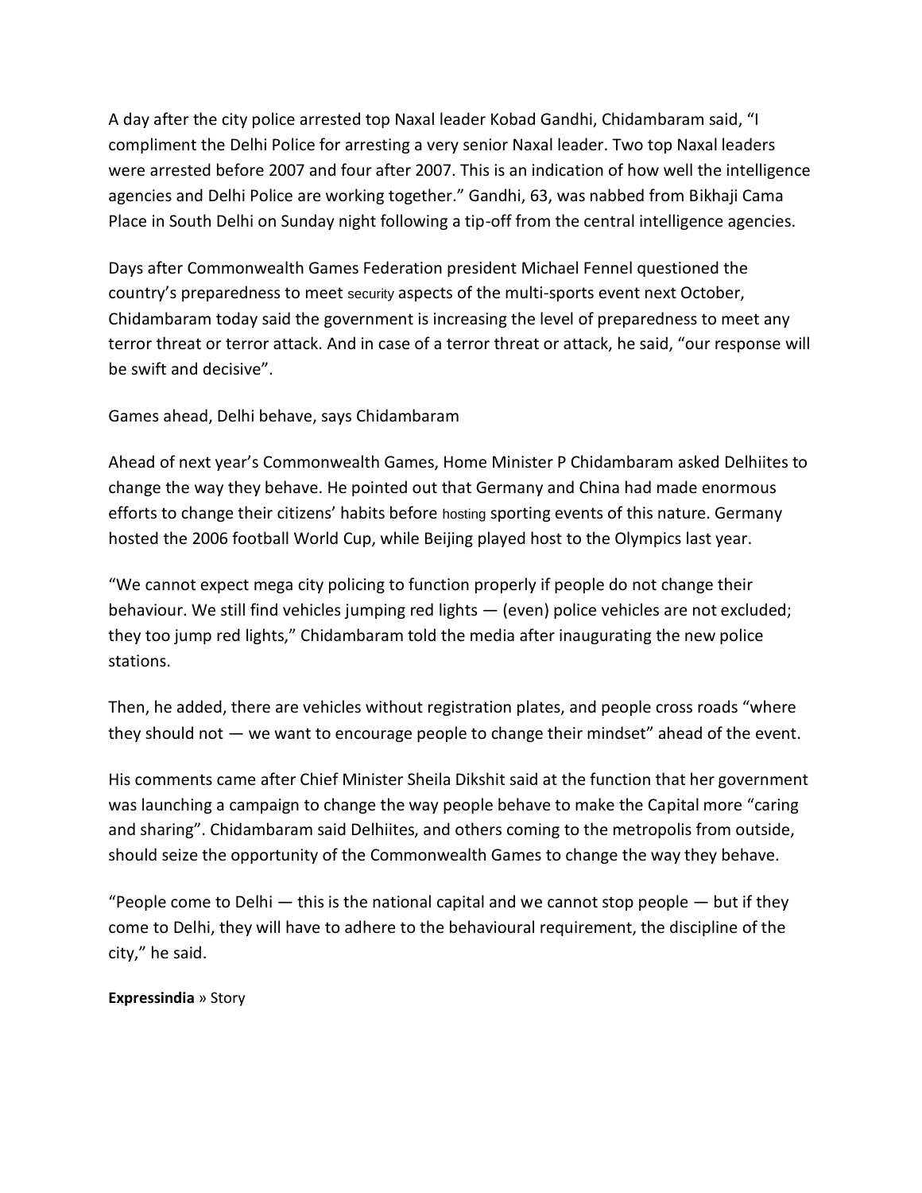A day after the city police arrested top Naxal leader Kobad Gandhi, Chidambaram said, “I compliment the Delhi Police for arresting a very senior Naxal leader. Two top Naxal leaders were arrested before 2007 and four after 2007. This is an indication of how well the intelligence agencies and Delhi Police are working together.” Gandhi, 63, was nabbed from Bikhaji Cama Place in South Delhi on Sunday night following a tip-off from the central intelligence agencies.

Days after Commonwealth Games Federation president Michael Fennel questioned the country’s preparedness to meet security aspects of the multi-sports event next October, Chidambaram today said the government is increasing the level of preparedness to meet any terror threat or terror attack. And in case of a terror threat or attack, he said, “our response will be swift and decisive”.

Games ahead, Delhi behave, says Chidambaram

Ahead of next year’s Commonwealth Games, Home Minister P Chidambaram asked Delhiites to change the way they behave. He pointed out that Germany and China had made enormous efforts to change their citizens’ habits before hosting sporting events of this nature. Germany hosted the 2006 football World Cup, while Beijing played host to the Olympics last year.

“We cannot expect mega city policing to function properly if people do not change their behaviour. We still find vehicles jumping red lights — (even) police vehicles are not excluded; they too jump red lights,” Chidambaram told the media after inaugurating the new police stations.

Then, he added, there are vehicles without registration plates, and people cross roads “where they should not — we want to encourage people to change their mindset” ahead of the event.

His comments came after Chief Minister Sheila Dikshit said at the function that her government was launching a campaign to change the way people behave to make the Capital more “caring and sharing”. Chidambaram said Delhiites, and others coming to the metropolis from outside, should seize the opportunity of the Commonwealth Games to change the way they behave.

“People come to Delhi — this is the national capital and we cannot stop people — but if they come to Delhi, they will have to adhere to the behavioural requirement, the discipline of the city,” he said.

**Expressindia** » Story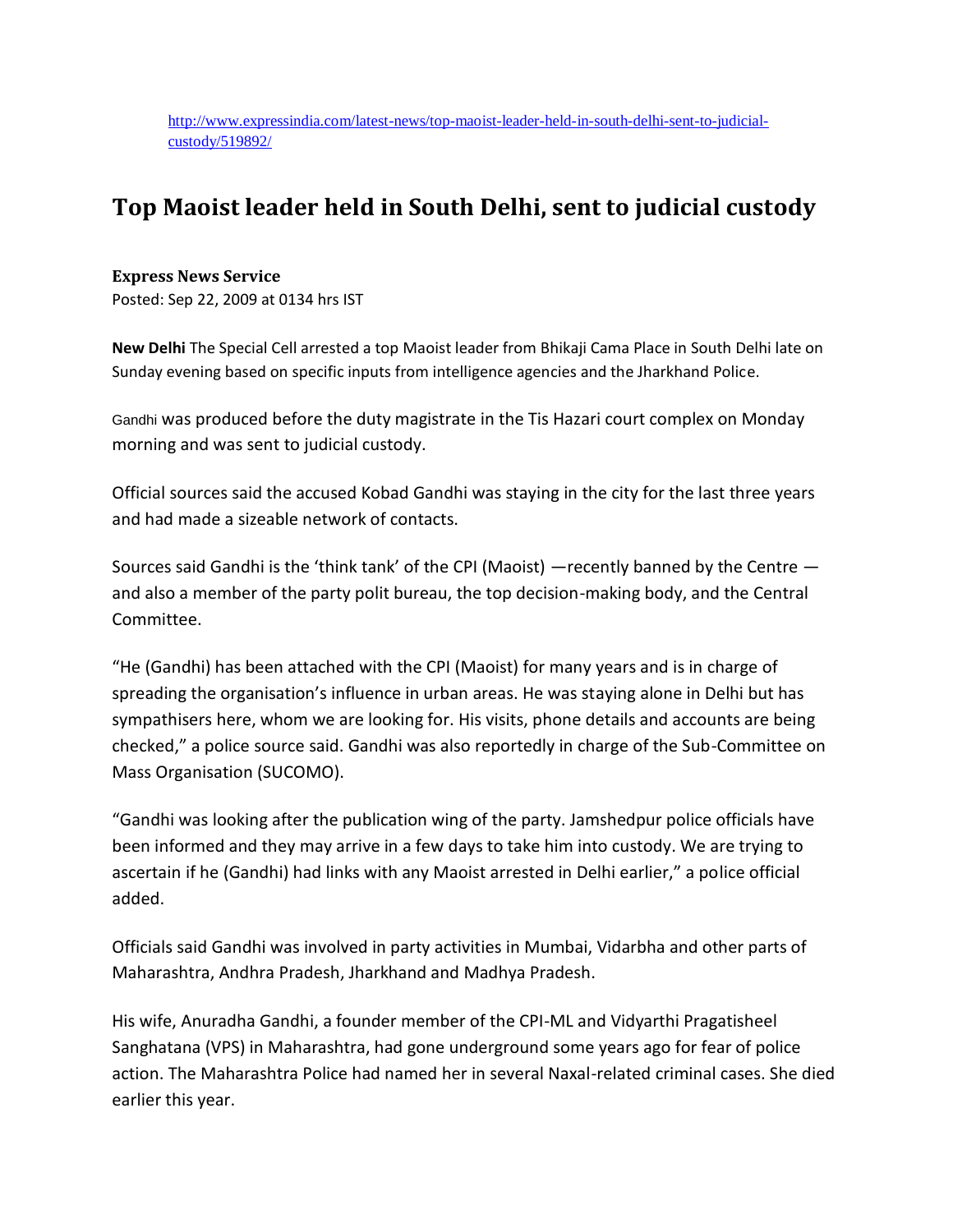http://www.expressindia.com/latest-news/top-maoist-leader-held-in-south-delhi-sent-to-judicial-custody/519892/

# Top Maoist leader held in South Delhi, sent to judicial custody

**Express News Service**
Posted: Sep 22, 2009 at 0134 hrs IST

**New Delhi** The Special Cell arrested a top Maoist leader from Bhikaji Cama Place in South Delhi late on Sunday evening based on specific inputs from intelligence agencies and the Jharkhand Police.

Gandhi was produced before the duty magistrate in the Tis Hazari court complex on Monday morning and was sent to judicial custody.

Official sources said the accused Kobad Gandhi was staying in the city for the last three years and had made a sizeable network of contacts.

Sources said Gandhi is the 'think tank' of the CPI (Maoist) —recently banned by the Centre — and also a member of the party polit bureau, the top decision-making body, and the Central Committee.

"He (Gandhi) has been attached with the CPI (Maoist) for many years and is in charge of spreading the organisation's influence in urban areas. He was staying alone in Delhi but has sympathisers here, whom we are looking for. His visits, phone details and accounts are being checked," a police source said. Gandhi was also reportedly in charge of the Sub-Committee on Mass Organisation (SUCOMO).

"Gandhi was looking after the publication wing of the party. Jamshedpur police officials have been informed and they may arrive in a few days to take him into custody. We are trying to ascertain if he (Gandhi) had links with any Maoist arrested in Delhi earlier," a police official added.

Officials said Gandhi was involved in party activities in Mumbai, Vidarbha and other parts of Maharashtra, Andhra Pradesh, Jharkhand and Madhya Pradesh.

His wife, Anuradha Gandhi, a founder member of the CPI-ML and Vidyarthi Pragatisheel Sanghatana (VPS) in Maharashtra, had gone underground some years ago for fear of police action. The Maharashtra Police had named her in several Naxal-related criminal cases. She died earlier this year.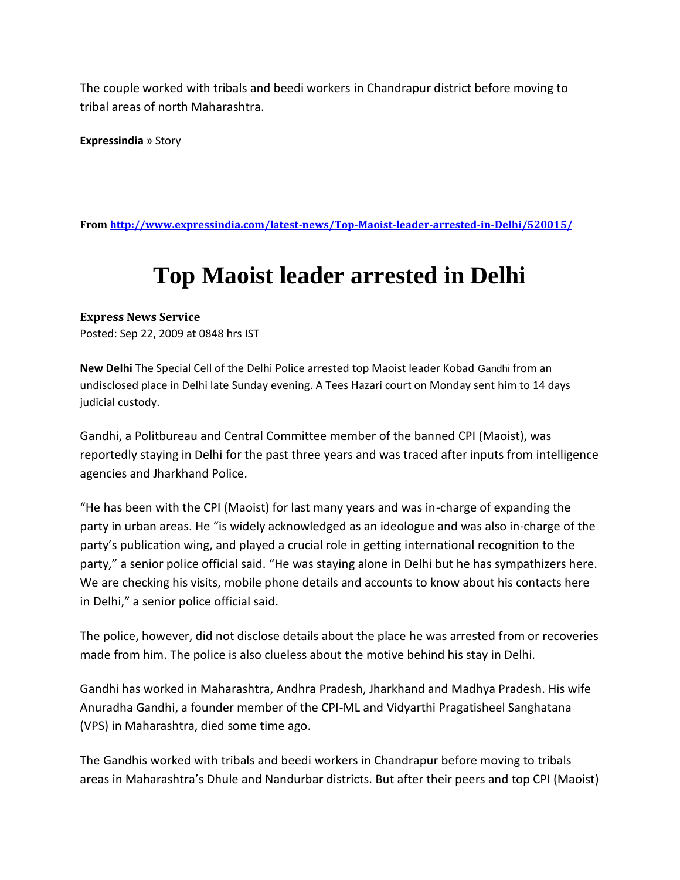The couple worked with tribals and beedi workers in Chandrapur district before moving to tribal areas of north Maharashtra.

**Expressindia** » Story

**From [http://www.expressindia.com/latest-news/Top-Maoist-leader-arrested-in-Delhi/520015/](http://www.expressindia.com/latest-news/Top-Maoist-leader-arrested-in-Delhi/520015/)**

# Top Maoist leader arrested in Delhi

**Express News Service**
Posted: Sep 22, 2009 at 0848 hrs IST

**New Delhi** The Special Cell of the Delhi Police arrested top Maoist leader Kobad Gandhi from an undisclosed place in Delhi late Sunday evening. A Tees Hazari court on Monday sent him to 14 days judicial custody.

Gandhi, a Politbureau and Central Committee member of the banned CPI (Maoist), was reportedly staying in Delhi for the past three years and was traced after inputs from intelligence agencies and Jharkhand Police.

"He has been with the CPI (Maoist) for last many years and was in-charge of expanding the party in urban areas. He "is widely acknowledged as an ideologue and was also in-charge of the party's publication wing, and played a crucial role in getting international recognition to the party," a senior police official said. "He was staying alone in Delhi but he has sympathizers here. We are checking his visits, mobile phone details and accounts to know about his contacts here in Delhi," a senior police official said.

The police, however, did not disclose details about the place he was arrested from or recoveries made from him. The police is also clueless about the motive behind his stay in Delhi.

Gandhi has worked in Maharashtra, Andhra Pradesh, Jharkhand and Madhya Pradesh. His wife Anuradha Gandhi, a founder member of the CPI-ML and Vidyarthi Pragatisheel Sanghatana (VPS) in Maharashtra, died some time ago.

The Gandhis worked with tribals and beedi workers in Chandrapur before moving to tribals areas in Maharashtra's Dhule and Nandurbar districts. But after their peers and top CPI (Maoist)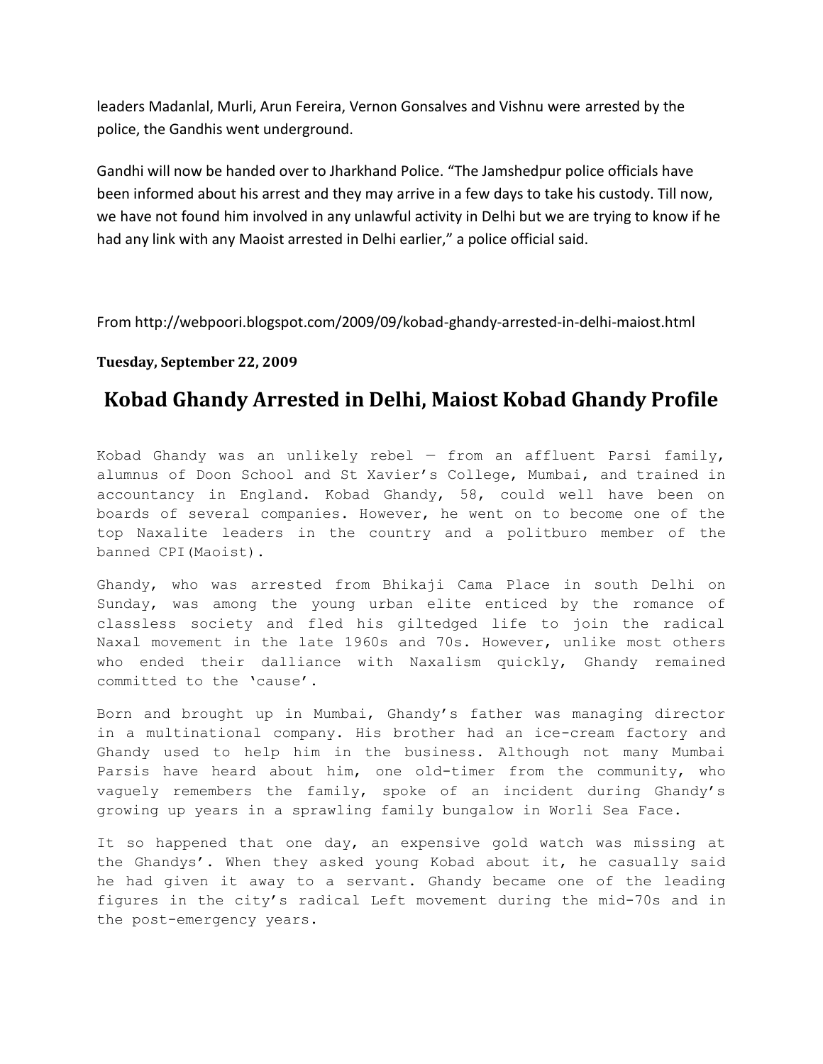leaders Madanlal, Murli, Arun Fereira, Vernon Gonsalves and Vishnu were arrested by the police, the Gandhis went underground.

Gandhi will now be handed over to Jharkhand Police. "The Jamshedpur police officials have been informed about his arrest and they may arrive in a few days to take his custody. Till now, we have not found him involved in any unlawful activity in Delhi but we are trying to know if he had any link with any Maoist arrested in Delhi earlier," a police official said.

From http://webpoori.blogspot.com/2009/09/kobad-ghandy-arrested-in-delhi-maiost.html

**Tuesday, September 22, 2009**

## Kobad Ghandy Arrested in Delhi, Maiost Kobad Ghandy Profile

Kobad Ghandy was an unlikely rebel — from an affluent Parsi family, alumnus of Doon School and St Xavier's College, Mumbai, and trained in accountancy in England. Kobad Ghandy, 58, could well have been on boards of several companies. However, he went on to become one of the top Naxalite leaders in the country and a politburo member of the banned CPI(Maoist).

Ghandy, who was arrested from Bhikaji Cama Place in south Delhi on Sunday, was among the young urban elite enticed by the romance of classless society and fled his giltedged life to join the radical Naxal movement in the late 1960s and 70s. However, unlike most others who ended their dalliance with Naxalism quickly, Ghandy remained committed to the 'cause'.

Born and brought up in Mumbai, Ghandy's father was managing director in a multinational company. His brother had an ice-cream factory and Ghandy used to help him in the business. Although not many Mumbai Parsis have heard about him, one old-timer from the community, who vaguely remembers the family, spoke of an incident during Ghandy's growing up years in a sprawling family bungalow in Worli Sea Face.

It so happened that one day, an expensive gold watch was missing at the Ghandys'. When they asked young Kobad about it, he casually said he had given it away to a servant. Ghandy became one of the leading figures in the city's radical Left movement during the mid-70s and in the post-emergency years.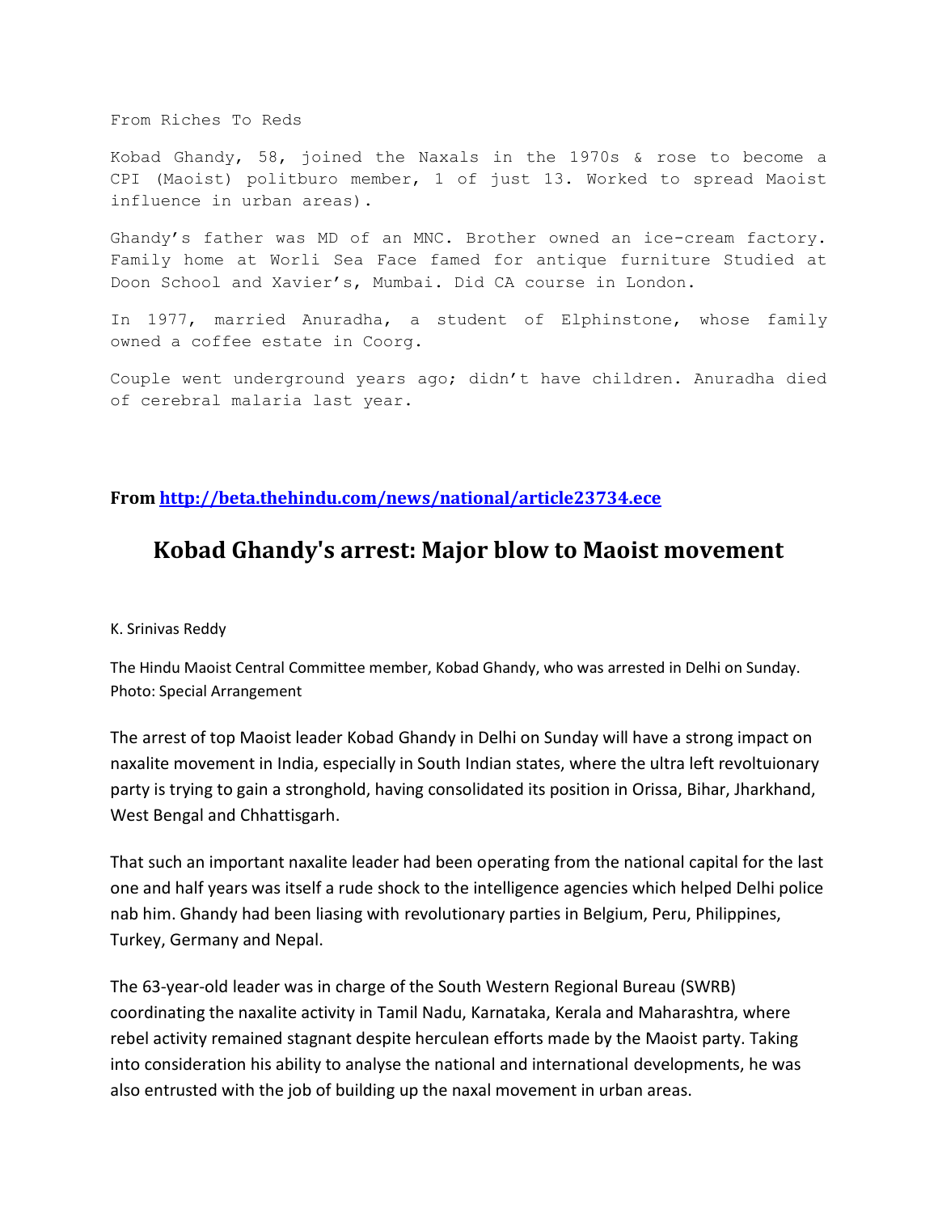From Riches To Reds

Kobad Ghandy, 58, joined the Naxals in the 1970s & rose to become a CPI (Maoist) politburo member, 1 of just 13. Worked to spread Maoist influence in urban areas).

Ghandy's father was MD of an MNC. Brother owned an ice-cream factory. Family home at Worli Sea Face famed for antique furniture Studied at Doon School and Xavier's, Mumbai. Did CA course in London.

In 1977, married Anuradha, a student of Elphinstone, whose family owned a coffee estate in Coorg.

Couple went underground years ago; didn't have children. Anuradha died of cerebral malaria last year.

**From [http://beta.thehindu.com/news/national/article23734.ece](http://beta.thehindu.com/news/national/article23734.ece)**

# Kobad Ghandy's arrest: Major blow to Maoist movement

K. Srinivas Reddy

The Hindu Maoist Central Committee member, Kobad Ghandy, who was arrested in Delhi on Sunday. Photo: Special Arrangement

The arrest of top Maoist leader Kobad Ghandy in Delhi on Sunday will have a strong impact on naxalite movement in India, especially in South Indian states, where the ultra left revoltuionary party is trying to gain a stronghold, having consolidated its position in Orissa, Bihar, Jharkhand, West Bengal and Chhattisgarh.

That such an important naxalite leader had been operating from the national capital for the last one and half years was itself a rude shock to the intelligence agencies which helped Delhi police nab him. Ghandy had been liasing with revolutionary parties in Belgium, Peru, Philippines, Turkey, Germany and Nepal.

The 63-year-old leader was in charge of the South Western Regional Bureau (SWRB) coordinating the naxalite activity in Tamil Nadu, Karnataka, Kerala and Maharashtra, where rebel activity remained stagnant despite herculean efforts made by the Maoist party. Taking into consideration his ability to analyse the national and international developments, he was also entrusted with the job of building up the naxal movement in urban areas.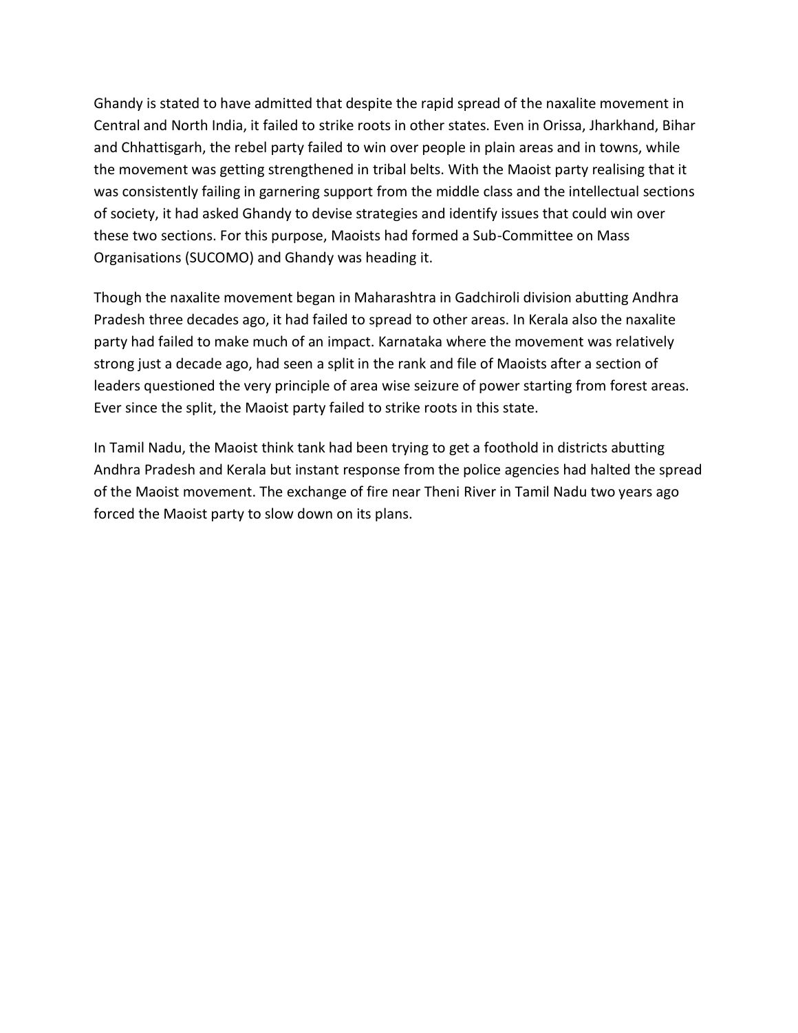Ghandy is stated to have admitted that despite the rapid spread of the naxalite movement in Central and North India, it failed to strike roots in other states. Even in Orissa, Jharkhand, Bihar and Chhattisgarh, the rebel party failed to win over people in plain areas and in towns, while the movement was getting strengthened in tribal belts. With the Maoist party realising that it was consistently failing in garnering support from the middle class and the intellectual sections of society, it had asked Ghandy to devise strategies and identify issues that could win over these two sections. For this purpose, Maoists had formed a Sub-Committee on Mass Organisations (SUCOMO) and Ghandy was heading it.

Though the naxalite movement began in Maharashtra in Gadchiroli division abutting Andhra Pradesh three decades ago, it had failed to spread to other areas. In Kerala also the naxalite party had failed to make much of an impact. Karnataka where the movement was relatively strong just a decade ago, had seen a split in the rank and file of Maoists after a section of leaders questioned the very principle of area wise seizure of power starting from forest areas. Ever since the split, the Maoist party failed to strike roots in this state.

In Tamil Nadu, the Maoist think tank had been trying to get a foothold in districts abutting Andhra Pradesh and Kerala but instant response from the police agencies had halted the spread of the Maoist movement. The exchange of fire near Theni River in Tamil Nadu two years ago forced the Maoist party to slow down on its plans.